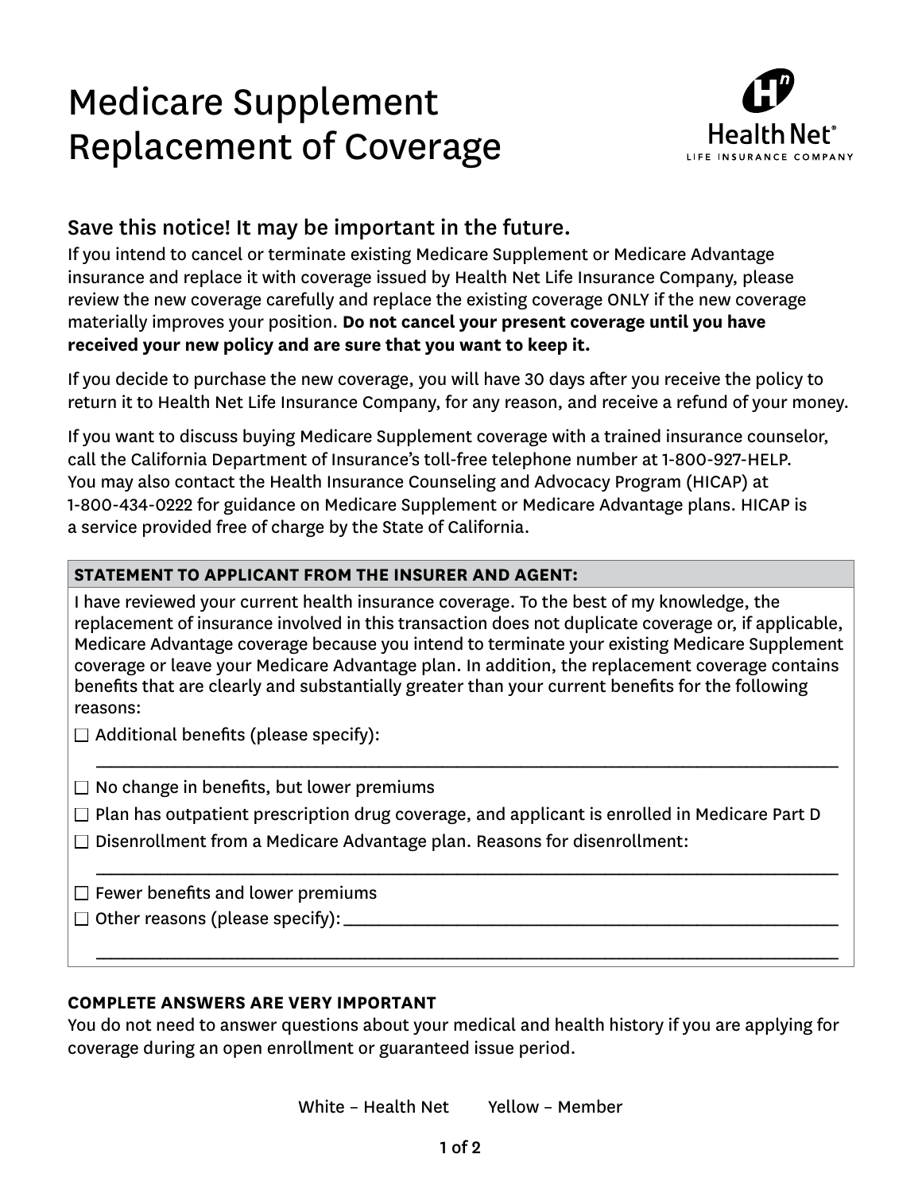# Medicare Supplement Replacement of Coverage

Health Net® LIFE INSURANCE COMPANY

## Save this notice! It may be important in the future.

If you intend to cancel or terminate existing Medicare Supplement or Medicare Advantage insurance and replace it with coverage issued by Health Net Life Insurance Company, please review the new coverage carefully and replace the existing coverage ONLY if the new coverage materially improves your position. **Do not cancel your present coverage until you have received your new policy and are sure that you want to keep it.**

If you decide to purchase the new coverage, you will have 30 days after you receive the policy to return it to Health Net Life Insurance Company, for any reason, and receive a refund of your money.

If you want to discuss buying Medicare Supplement coverage with a trained insurance counselor, call the California Department of Insurance's toll-free telephone number at 1-800-927-HELP. You may also contact the Health Insurance Counseling and Advocacy Program (HICAP) at 1-800-434-0222 for guidance on Medicare Supplement or Medicare Advantage plans. HICAP is a service provided free of charge by the State of California.

**STATEMENT TO APPLICANT FROM THE INSURER AND AGENT:**

I have reviewed your current health insurance coverage. To the best of my knowledge, the replacement of insurance involved in this transaction does not duplicate coverage or, if applicable, Medicare Advantage coverage because you intend to terminate your existing Medicare Supplement coverage or leave your Medicare Advantage plan. In addition, the replacement coverage contains benefits that are clearly and substantially greater than your current benefits for the following reasons:

- ☐ Additional benefits (please specify):
  ______________________________________________________________
- ☐ No change in benefits, but lower premiums
- ☐ Plan has outpatient prescription drug coverage, and applicant is enrolled in Medicare Part D
- ☐ Disenrollment from a Medicare Advantage plan. Reasons for disenrollment:
  ______________________________________________________________
- ☐ Fewer benefits and lower premiums
- ☐ Other reasons (please specify): ______________________________________
  ______________________________________________________________

**COMPLETE ANSWERS ARE VERY IMPORTANT**

You do not need to answer questions about your medical and health history if you are applying for coverage during an open enrollment or guaranteed issue period.

White – Health Net Yellow – Member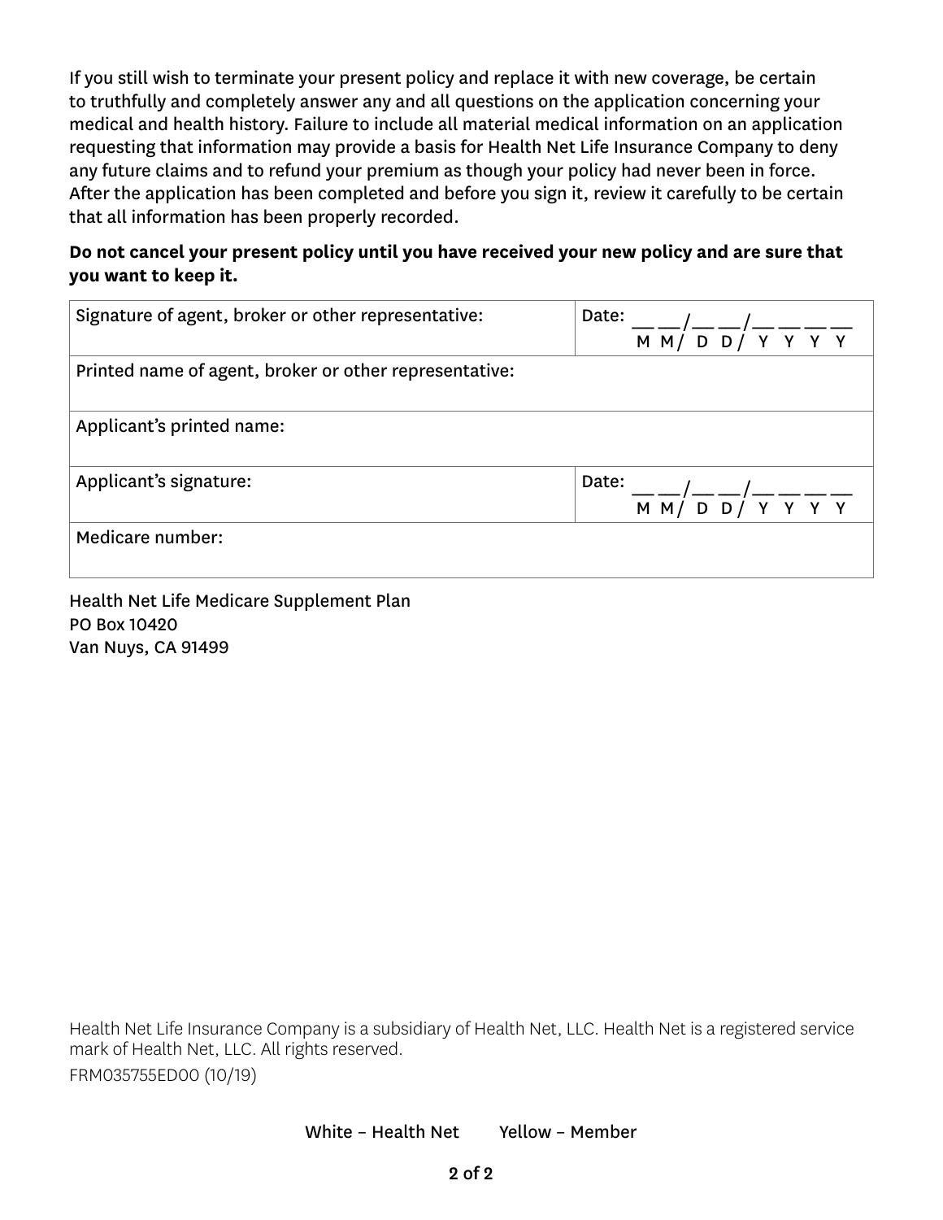If you still wish to terminate your present policy and replace it with new coverage, be certain to truthfully and completely answer any and all questions on the application concerning your medical and health history. Failure to include all material medical information on an application requesting that information may provide a basis for Health Net Life Insurance Company to deny any future claims and to refund your premium as though your policy had never been in force. After the application has been completed and before you sign it, review it carefully to be certain that all information has been properly recorded.

**Do not cancel your present policy until you have received your new policy and are sure that you want to keep it.**

| | |
|---|---|
| Signature of agent, broker or other representative: | Date: __ __/__ __/__ __ __ __ MM/DD/YYYY |
| Printed name of agent, broker or other representative: | |
| Applicant's printed name: | |
| Applicant's signature: | Date: __ __/__ __/__ __ __ __ MM/DD/YYYY |
| Medicare number: | |

Health Net Life Medicare Supplement Plan
PO Box 10420
Van Nuys, CA 91499

Health Net Life Insurance Company is a subsidiary of Health Net, LLC. Health Net is a registered service mark of Health Net, LLC. All rights reserved.

FRM035755ED00 (10/19)

White – Health Net    Yellow – Member